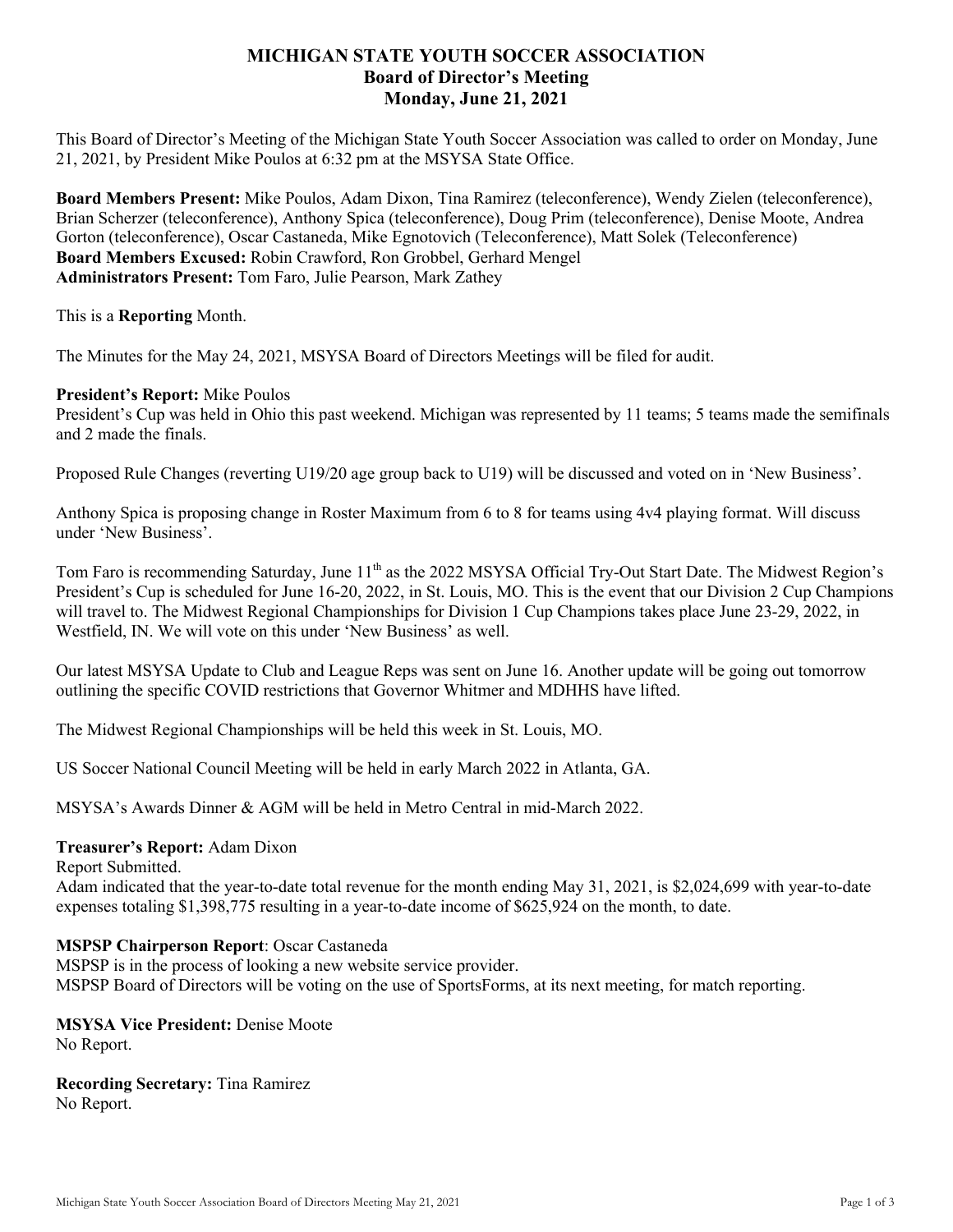# MICHIGAN STATE YOUTH SOCCER ASSOCIATION
## Board of Director's Meeting
## Monday, June 21, 2021

This Board of Director's Meeting of the Michigan State Youth Soccer Association was called to order on Monday, June 21, 2021, by President Mike Poulos at 6:32 pm at the MSYSA State Office.

**Board Members Present:** Mike Poulos, Adam Dixon, Tina Ramirez (teleconference), Wendy Zielen (teleconference), Brian Scherzer (teleconference), Anthony Spica (teleconference), Doug Prim (teleconference), Denise Moote, Andrea Gorton (teleconference), Oscar Castaneda, Mike Egnotovich (Teleconference), Matt Solek (Teleconference)
**Board Members Excused:** Robin Crawford, Ron Grobbel, Gerhard Mengel
**Administrators Present:** Tom Faro, Julie Pearson, Mark Zathey

This is a **Reporting** Month.

The Minutes for the May 24, 2021, MSYSA Board of Directors Meetings will be filed for audit.

**President's Report:** Mike Poulos
President's Cup was held in Ohio this past weekend. Michigan was represented by 11 teams; 5 teams made the semifinals and 2 made the finals.

Proposed Rule Changes (reverting U19/20 age group back to U19) will be discussed and voted on in 'New Business'.

Anthony Spica is proposing change in Roster Maximum from 6 to 8 for teams using 4v4 playing format. Will discuss under 'New Business'.

Tom Faro is recommending Saturday, June 11th as the 2022 MSYSA Official Try-Out Start Date. The Midwest Region's President's Cup is scheduled for June 16-20, 2022, in St. Louis, MO. This is the event that our Division 2 Cup Champions will travel to. The Midwest Regional Championships for Division 1 Cup Champions takes place June 23-29, 2022, in Westfield, IN. We will vote on this under 'New Business' as well.

Our latest MSYSA Update to Club and League Reps was sent on June 16. Another update will be going out tomorrow outlining the specific COVID restrictions that Governor Whitmer and MDHHS have lifted.

The Midwest Regional Championships will be held this week in St. Louis, MO.

US Soccer National Council Meeting will be held in early March 2022 in Atlanta, GA.

MSYSA's Awards Dinner & AGM will be held in Metro Central in mid-March 2022.

**Treasurer's Report:** Adam Dixon
Report Submitted.
Adam indicated that the year-to-date total revenue for the month ending May 31, 2021, is $2,024,699 with year-to-date expenses totaling $1,398,775 resulting in a year-to-date income of $625,924 on the month, to date.

**MSPSP Chairperson Report**: Oscar Castaneda
MSPSP is in the process of looking a new website service provider.
MSPSP Board of Directors will be voting on the use of SportsForms, at its next meeting, for match reporting.

**MSYSA Vice President:** Denise Moote
No Report.

**Recording Secretary:** Tina Ramirez
No Report.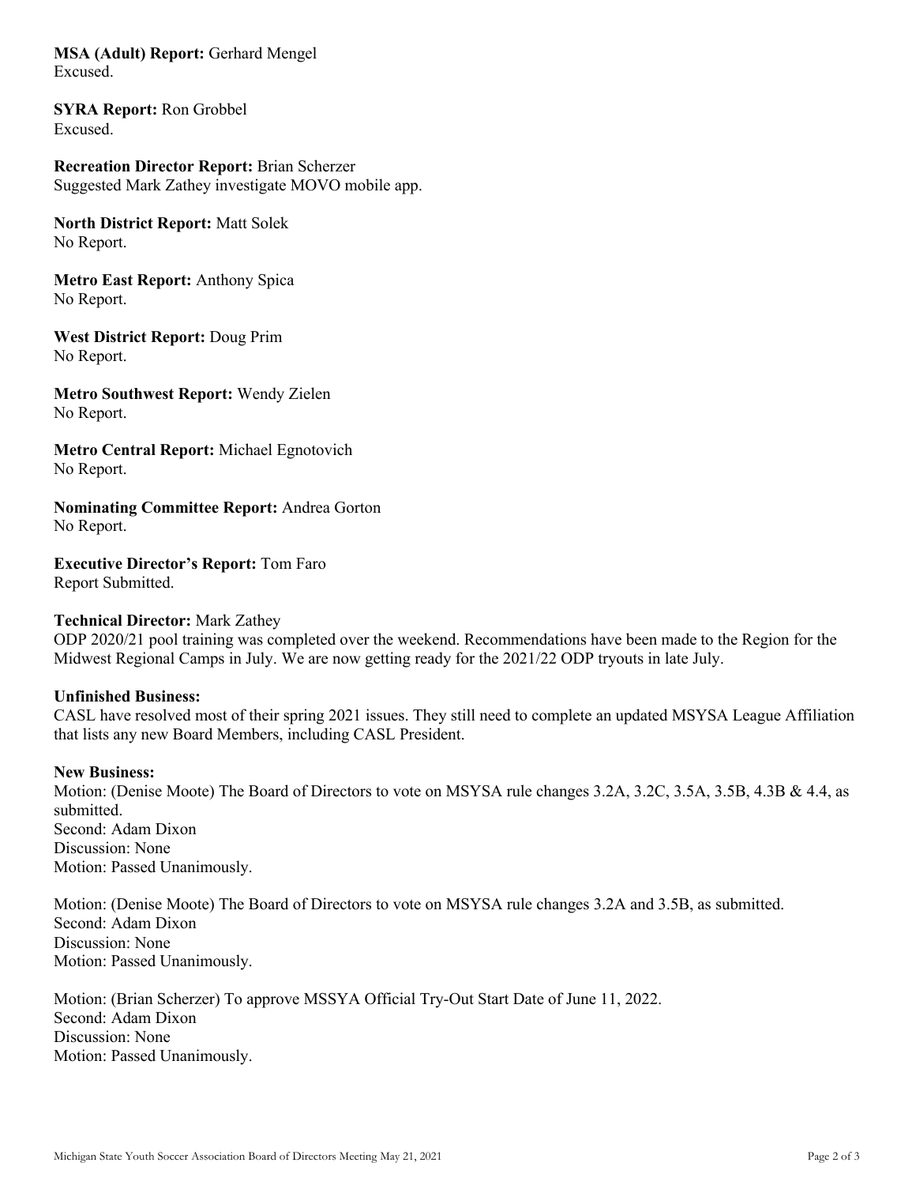**MSA (Adult) Report:** Gerhard Mengel
Excused.

**SYRA Report:** Ron Grobbel
Excused.

**Recreation Director Report:** Brian Scherzer
Suggested Mark Zathey investigate MOVO mobile app.

**North District Report:** Matt Solek
No Report.

**Metro East Report:** Anthony Spica
No Report.

**West District Report:** Doug Prim
No Report.

**Metro Southwest Report:** Wendy Zielen
No Report.

**Metro Central Report:** Michael Egnotovich
No Report.

**Nominating Committee Report:** Andrea Gorton
No Report.

**Executive Director's Report:** Tom Faro
Report Submitted.

**Technical Director:** Mark Zathey
ODP 2020/21 pool training was completed over the weekend. Recommendations have been made to the Region for the Midwest Regional Camps in July. We are now getting ready for the 2021/22 ODP tryouts in late July.

**Unfinished Business:**
CASL have resolved most of their spring 2021 issues. They still need to complete an updated MSYSA League Affiliation that lists any new Board Members, including CASL President.

**New Business:**
Motion: (Denise Moote) The Board of Directors to vote on MSYSA rule changes 3.2A, 3.2C, 3.5A, 3.5B, 4.3B & 4.4, as submitted.
Second: Adam Dixon
Discussion: None
Motion: Passed Unanimously.

Motion: (Denise Moote) The Board of Directors to vote on MSYSA rule changes 3.2A and 3.5B, as submitted.
Second: Adam Dixon
Discussion: None
Motion: Passed Unanimously.

Motion: (Brian Scherzer) To approve MSSYA Official Try-Out Start Date of June 11, 2022.
Second: Adam Dixon
Discussion: None
Motion: Passed Unanimously.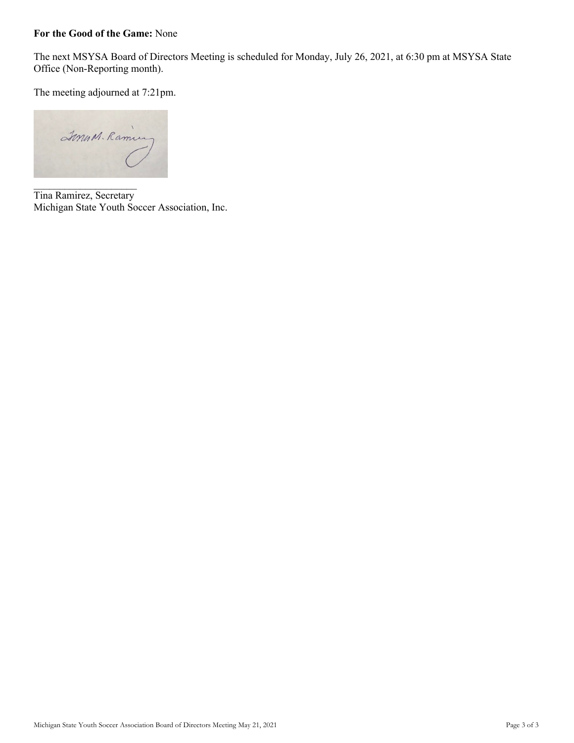**For the Good of the Game:** None

The next MSYSA Board of Directors Meeting is scheduled for Monday, July 26, 2021, at 6:30 pm at MSYSA State Office (Non-Reporting month).

The meeting adjourned at 7:21pm.

\_\_\_\_\_\_\_\_\_\_\_\_\_\_\_\_\_\_\_\_

Tina Ramirez, Secretary
Michigan State Youth Soccer Association, Inc.